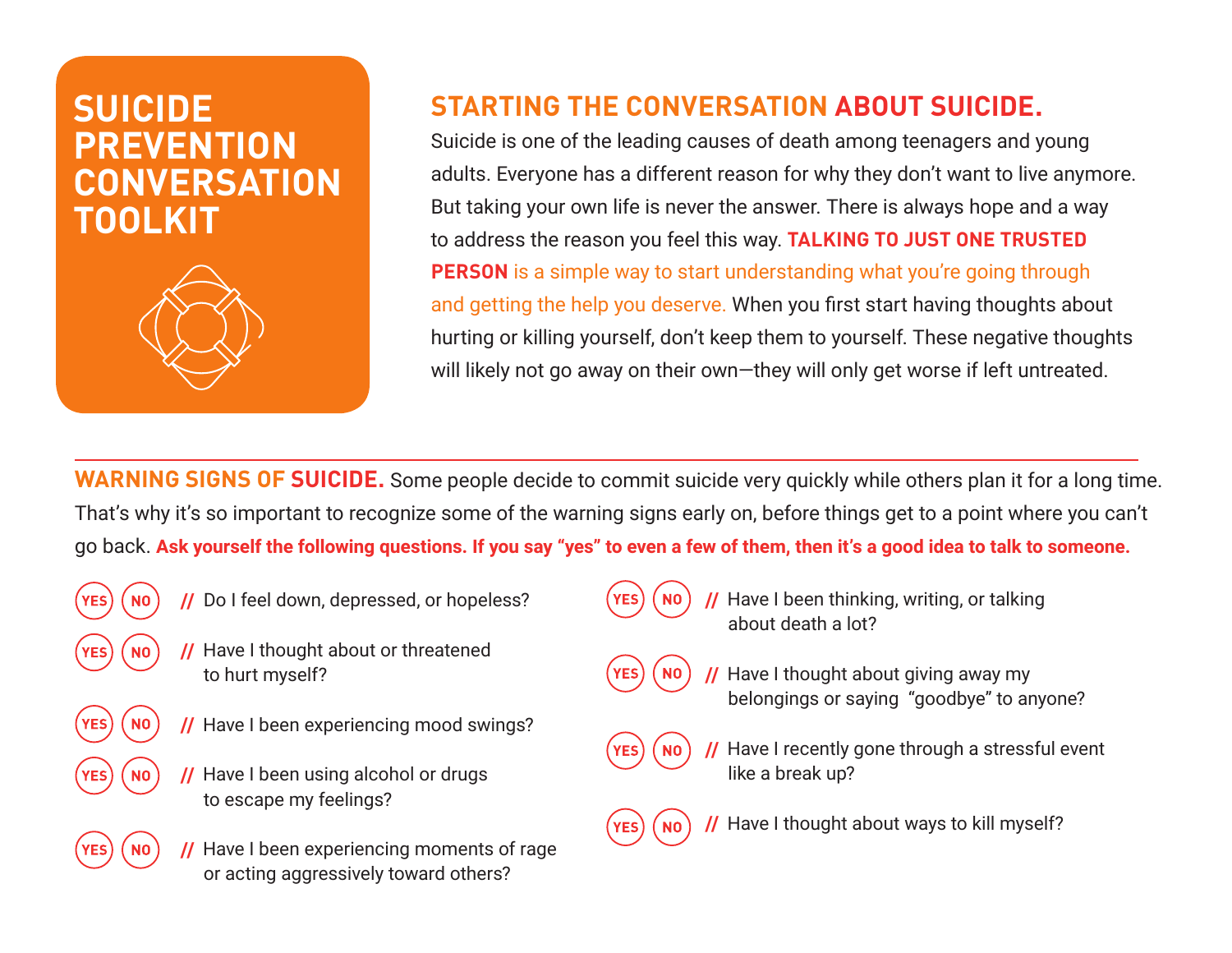# SUICIDE PREVENTION CONVERSATION TOOLKIT

## STARTING THE CONVERSATION ABOUT SUICIDE.

Suicide is one of the leading causes of death among teenagers and young adults. Everyone has a different reason for why they don't want to live anymore. But taking your own life is never the answer. There is always hope and a way to address the reason you feel this way. **TALKING TO JUST ONE TRUSTED PERSON** is a simple way to start understanding what you're going through and getting the help you deserve. When you first start having thoughts about hurting or killing yourself, don't keep them to yourself. These negative thoughts will likely not go away on their own—they will only get worse if left untreated.

**WARNING SIGNS OF SUICIDE.** Some people decide to commit suicide very quickly while others plan it for a long time. That's why it's so important to recognize some of the warning signs early on, before things get to a point where you can't go back. **Ask yourself the following questions. If you say "yes" to even a few of them, then it's a good idea to talk to someone.**

- YES NO // Do I feel down, depressed, or hopeless?
- YES NO // Have I thought about or threatened to hurt myself?
- YES NO // Have I been experiencing mood swings?
- YES NO // Have I been using alcohol or drugs to escape my feelings?
- YES NO // Have I been experiencing moments of rage or acting aggressively toward others?
- YES NO // Have I been thinking, writing, or talking about death a lot?
- YES NO // Have I thought about giving away my belongings or saying "goodbye" to anyone?
- YES NO // Have I recently gone through a stressful event like a break up?
- YES NO // Have I thought about ways to kill myself?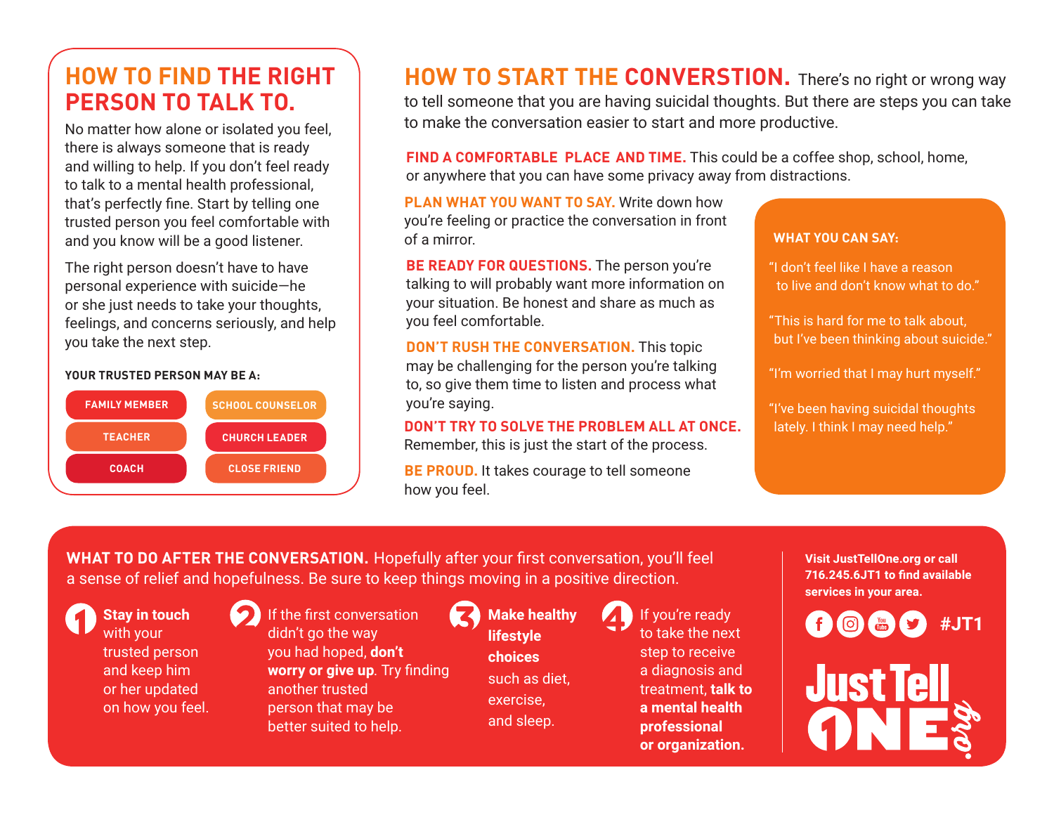## HOW TO FIND THE RIGHT PERSON TO TALK TO.

No matter how alone or isolated you feel, there is always someone that is ready and willing to help. If you don't feel ready to talk to a mental health professional, that's perfectly fine. Start by telling one trusted person you feel comfortable with and you know will be a good listener.

The right person doesn't have to have personal experience with suicide—he or she just needs to take your thoughts, feelings, and concerns seriously, and help you take the next step.

**YOUR TRUSTED PERSON MAY BE A:**

- FAMILY MEMBER
- SCHOOL COUNSELOR
- TEACHER
- CHURCH LEADER
- COACH
- CLOSE FRIEND

## HOW TO START THE CONVERSTION.

There's no right or wrong way to tell someone that you are having suicidal thoughts. But there are steps you can take to make the conversation easier to start and more productive.

**FIND A COMFORTABLE PLACE AND TIME.** This could be a coffee shop, school, home, or anywhere that you can have some privacy away from distractions.

**PLAN WHAT YOU WANT TO SAY.** Write down how you're feeling or practice the conversation in front of a mirror.

**BE READY FOR QUESTIONS.** The person you're talking to will probably want more information on your situation. Be honest and share as much as you feel comfortable.

**DON'T RUSH THE CONVERSATION.** This topic may be challenging for the person you're talking to, so give them time to listen and process what you're saying.

**DON'T TRY TO SOLVE THE PROBLEM ALL AT ONCE.** Remember, this is just the start of the process.

**BE PROUD.** It takes courage to tell someone how you feel.

### WHAT YOU CAN SAY:

"I don't feel like I have a reason to live and don't know what to do."

"This is hard for me to talk about, but I've been thinking about suicide."

"I'm worried that I may hurt myself."

"I've been having suicidal thoughts lately. I think I may need help."

## WHAT TO DO AFTER THE CONVERSATION.

Hopefully after your first conversation, you'll feel a sense of relief and hopefulness. Be sure to keep things moving in a positive direction.

1. **Stay in touch** with your trusted person and keep him or her updated on how you feel.
2. If the first conversation didn't go the way you had hoped, **don't worry or give up**. Try finding another trusted person that may be better suited to help.
3. **Make healthy lifestyle choices** such as diet, exercise, and sleep.
4. If you're ready to take the next step to receive a diagnosis and treatment, **talk to a mental health professional or organization.**

**Visit JustTellOne.org or call 716.245.6JT1 to find available services in your area.**

#JT1

Just Tell ONE.org